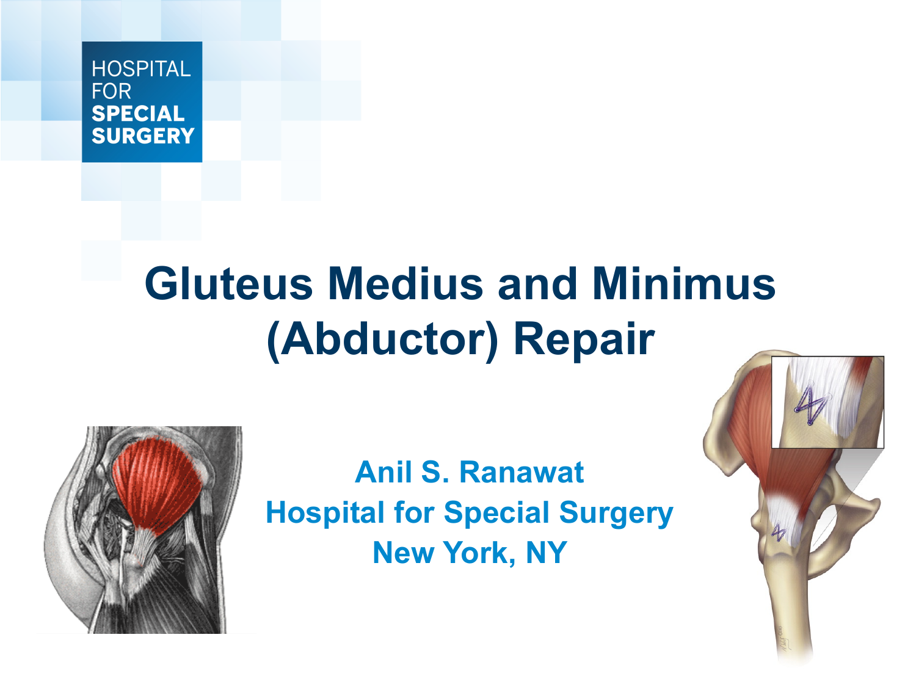HOSPITAL FOR **SPECIAL SURGERY**

# Gluteus Medius and Minimus (Abductor) Repair

**Anil S. Ranawat**
**Hospital for Special Surgery**
**New York, NY**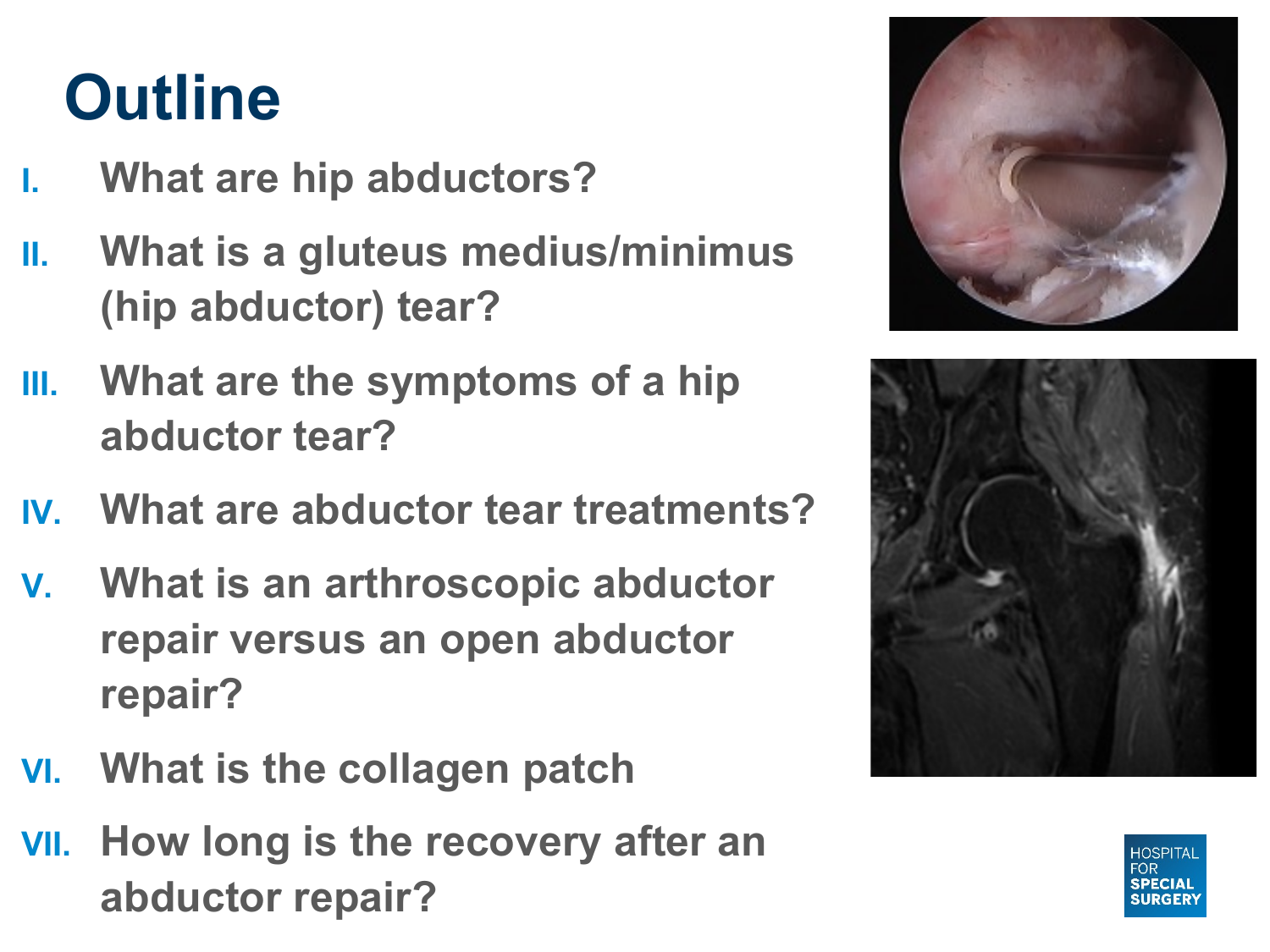# Outline

I. What are hip abductors?

II. What is a gluteus medius/minimus (hip abductor) tear?

III. What are the symptoms of a hip abductor tear?

IV. What are abductor tear treatments?

V. What is an arthroscopic abductor repair versus an open abductor repair?

VI. What is the collagen patch

VII. How long is the recovery after an abductor repair?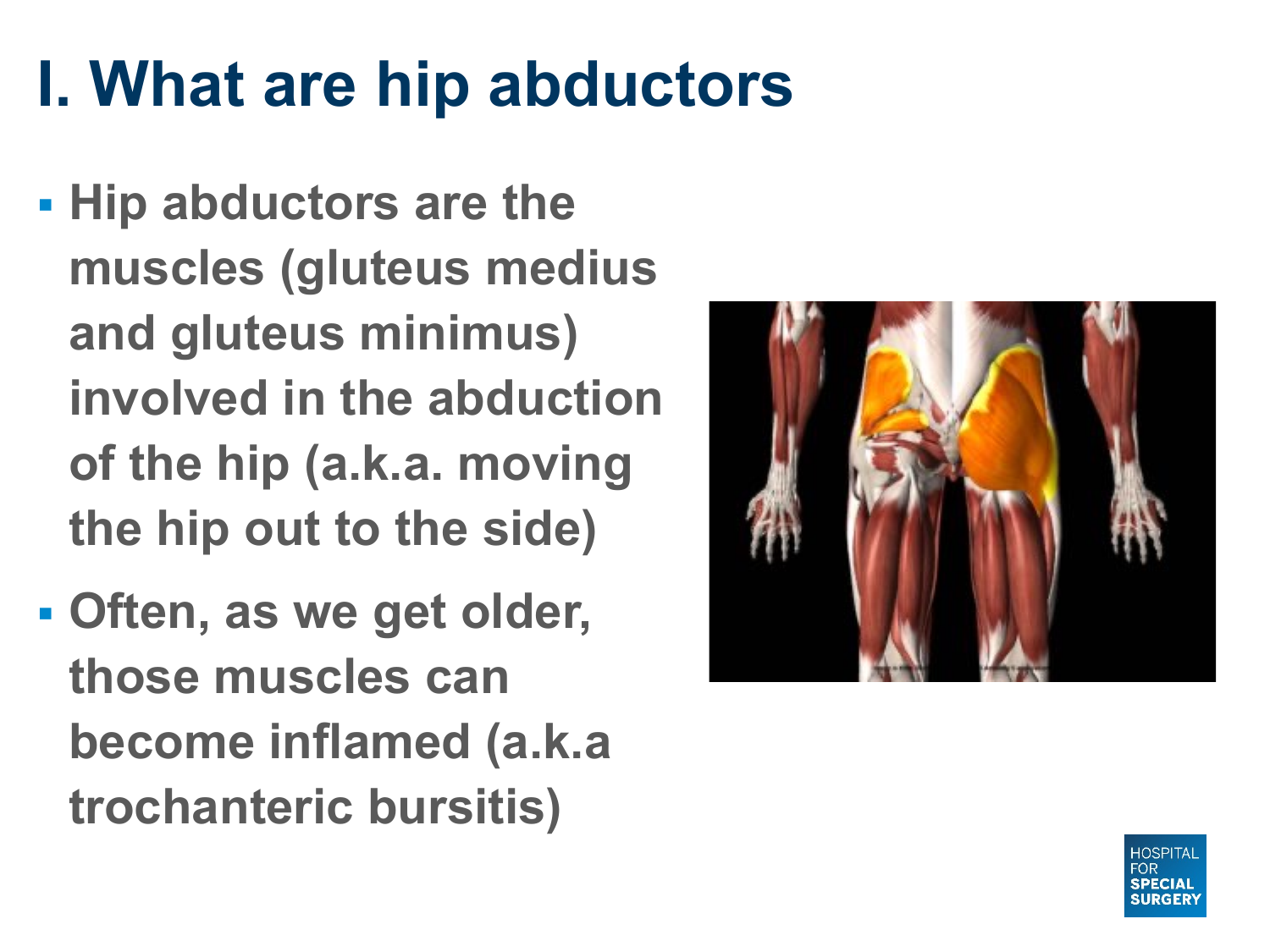# I. What are hip abductors

- **Hip abductors are the muscles (gluteus medius and gluteus minimus) involved in the abduction of the hip (a.k.a. moving the hip out to the side)**
- **Often, as we get older, those muscles can become inflamed (a.k.a trochanteric bursitis)**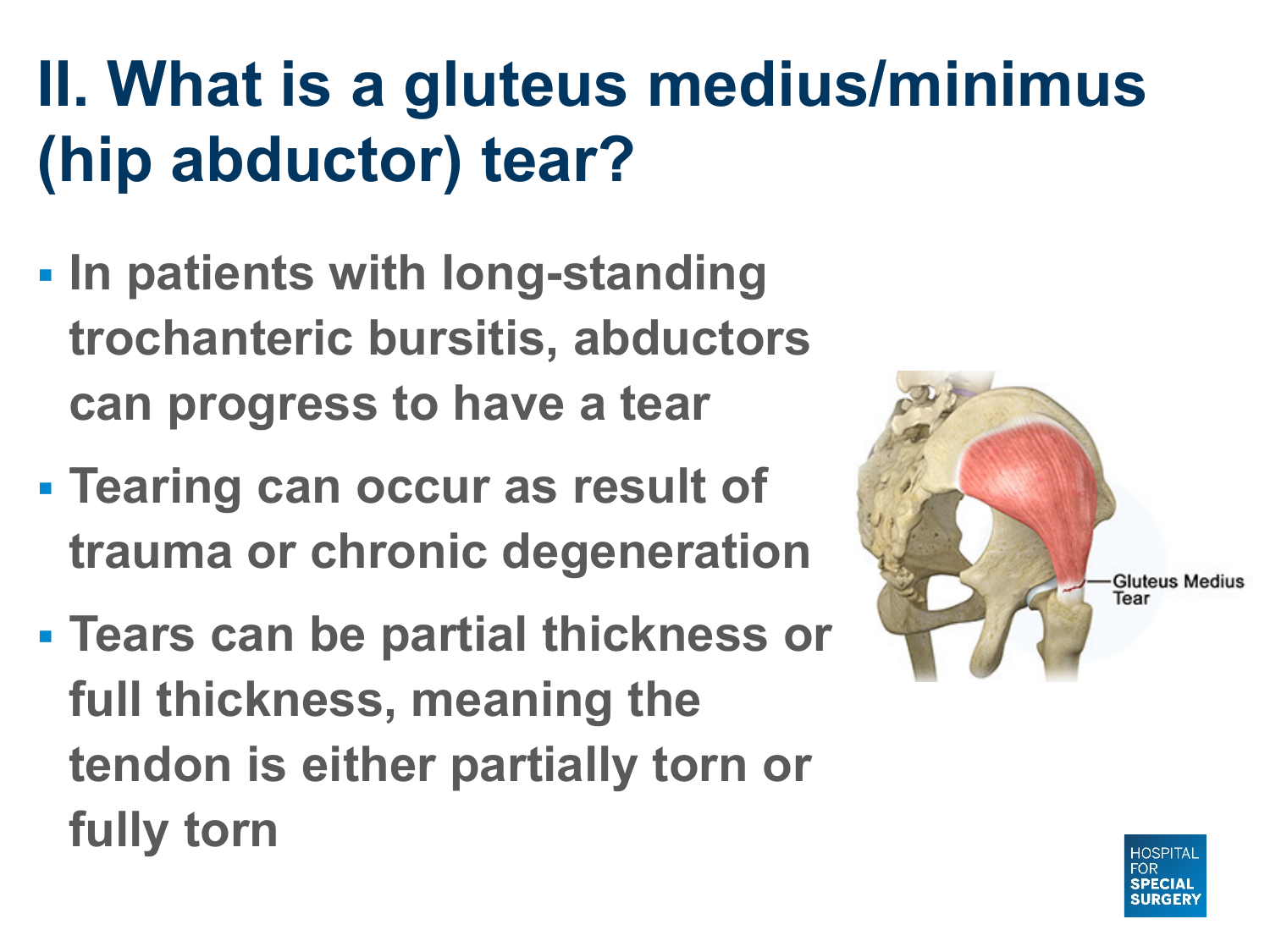# II. What is a gluteus medius/minimus (hip abductor) tear?

- In patients with long-standing trochanteric bursitis, abductors can progress to have a tear
- Tearing can occur as result of trauma or chronic degeneration
- Tears can be partial thickness or full thickness, meaning the tendon is either partially torn or fully torn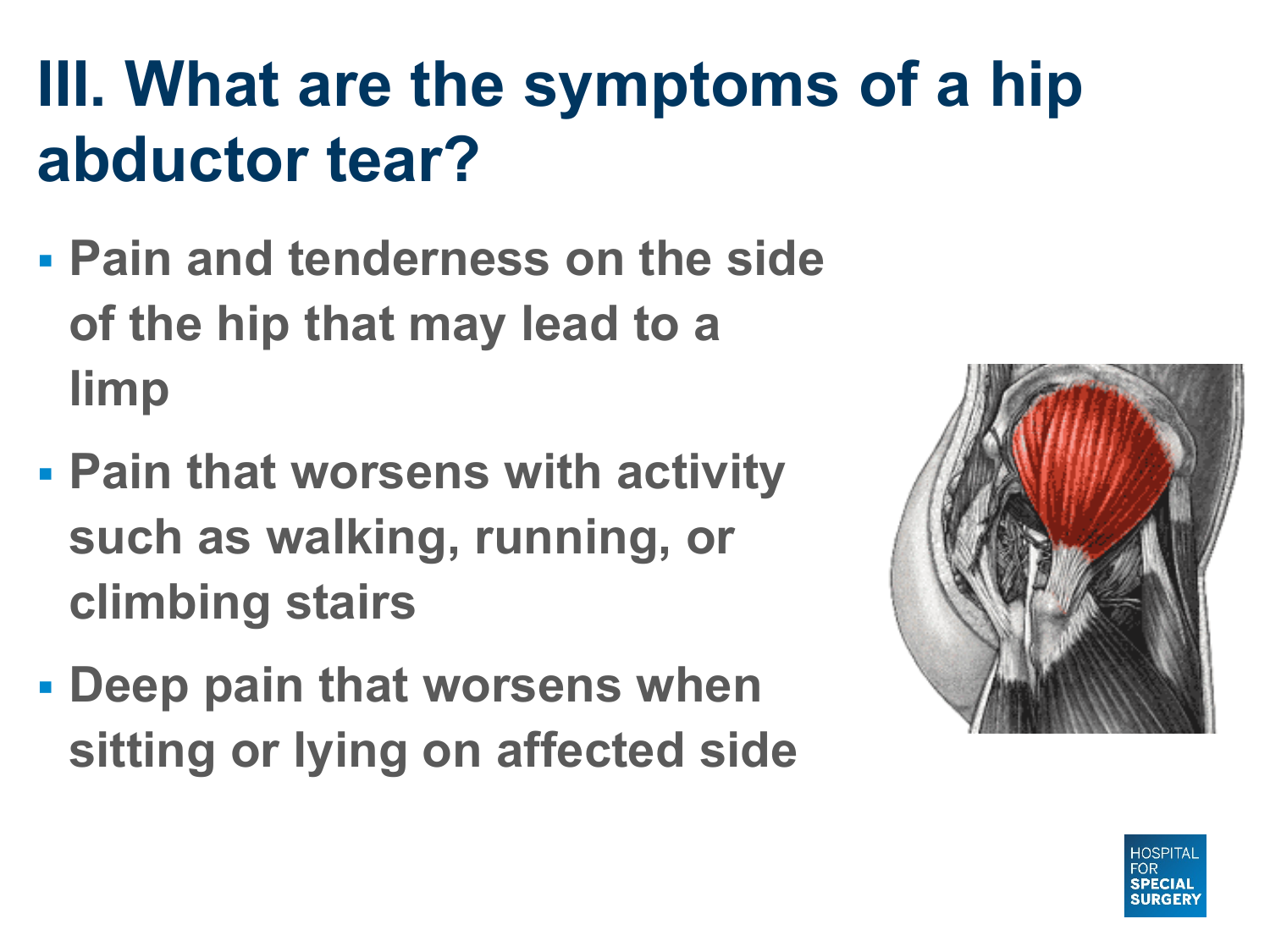# III. What are the symptoms of a hip abductor tear?

- Pain and tenderness on the side of the hip that may lead to a limp
- Pain that worsens with activity such as walking, running, or climbing stairs
- Deep pain that worsens when sitting or lying on affected side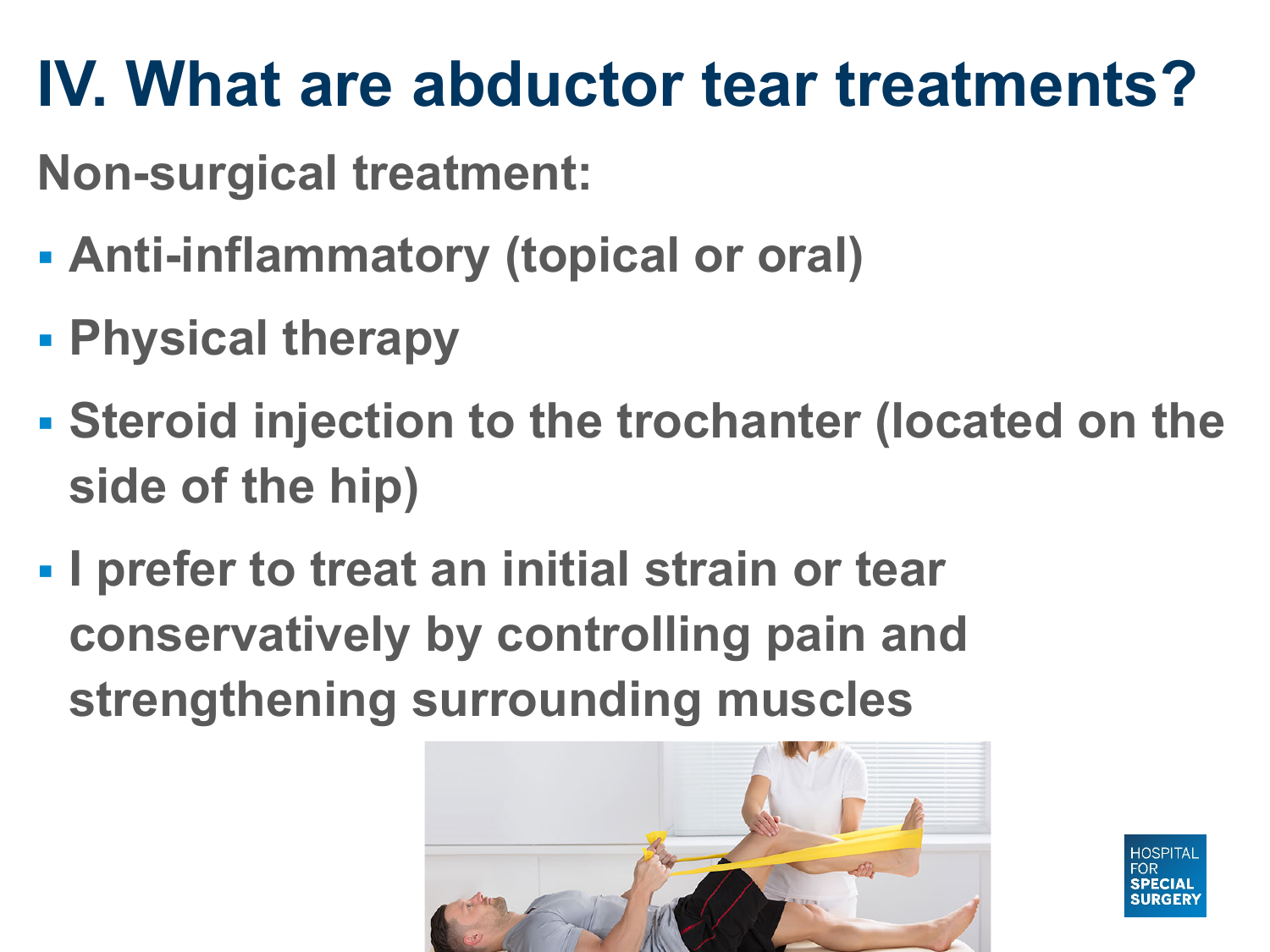# IV. What are abductor tear treatments?

**Non-surgical treatment:**

- Anti-inflammatory (topical or oral)
- Physical therapy
- Steroid injection to the trochanter (located on the side of the hip)
- I prefer to treat an initial strain or tear conservatively by controlling pain and strengthening surrounding muscles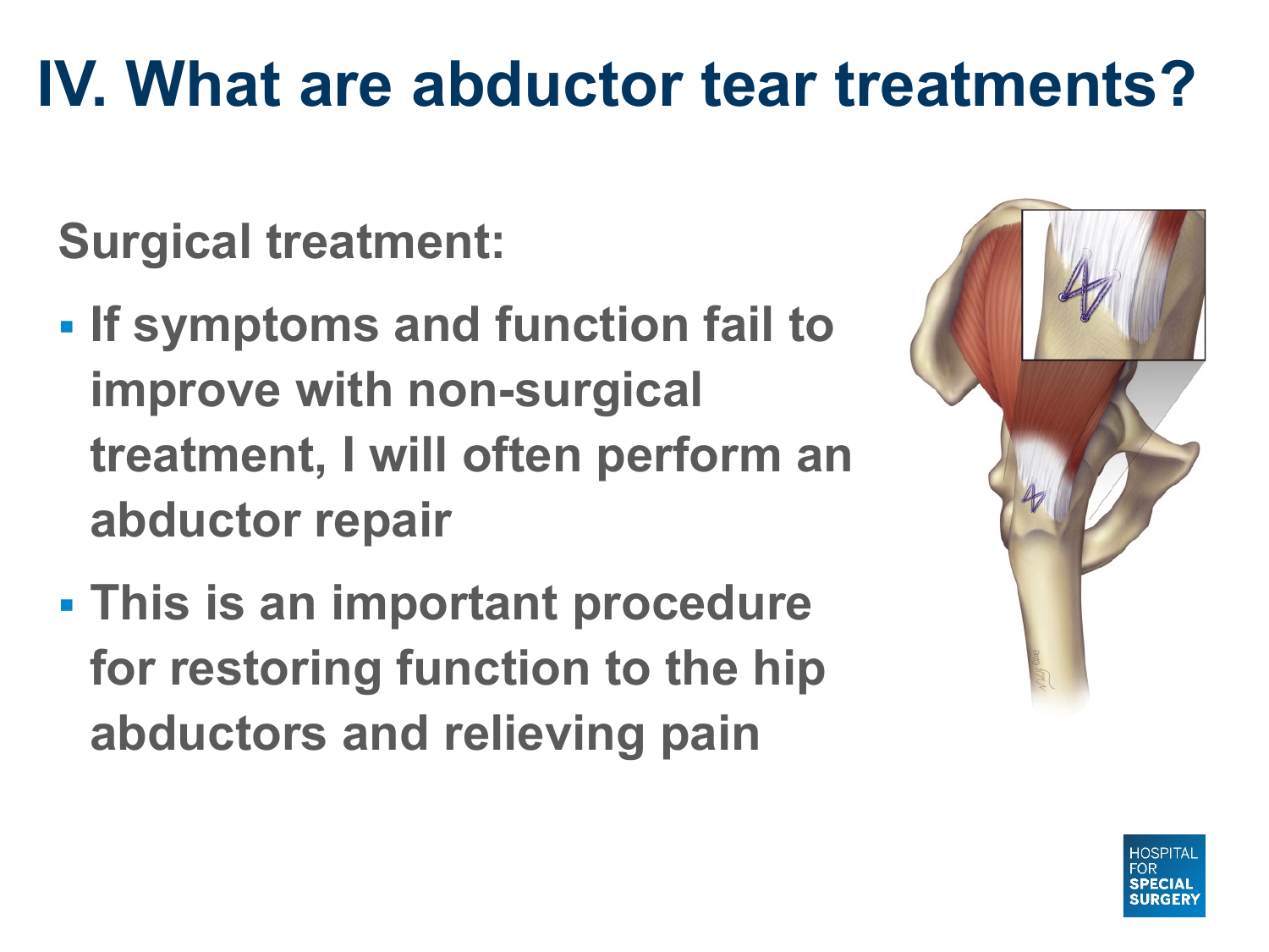# IV. What are abductor tear treatments?

**Surgical treatment:**

- If symptoms and function fail to improve with non-surgical treatment, I will often perform an abductor repair
- This is an important procedure for restoring function to the hip abductors and relieving pain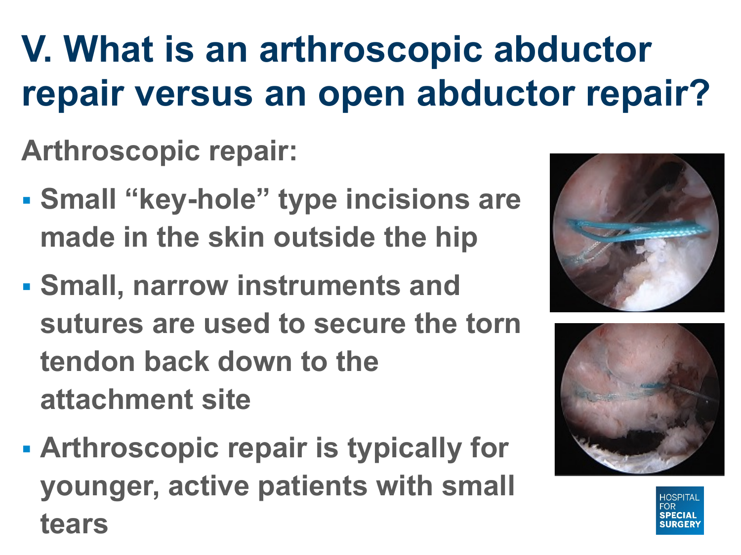# V. What is an arthroscopic abductor repair versus an open abductor repair?

## Arthroscopic repair:

- Small “key-hole” type incisions are made in the skin outside the hip
- Small, narrow instruments and sutures are used to secure the torn tendon back down to the attachment site
- Arthroscopic repair is typically for younger, active patients with small tears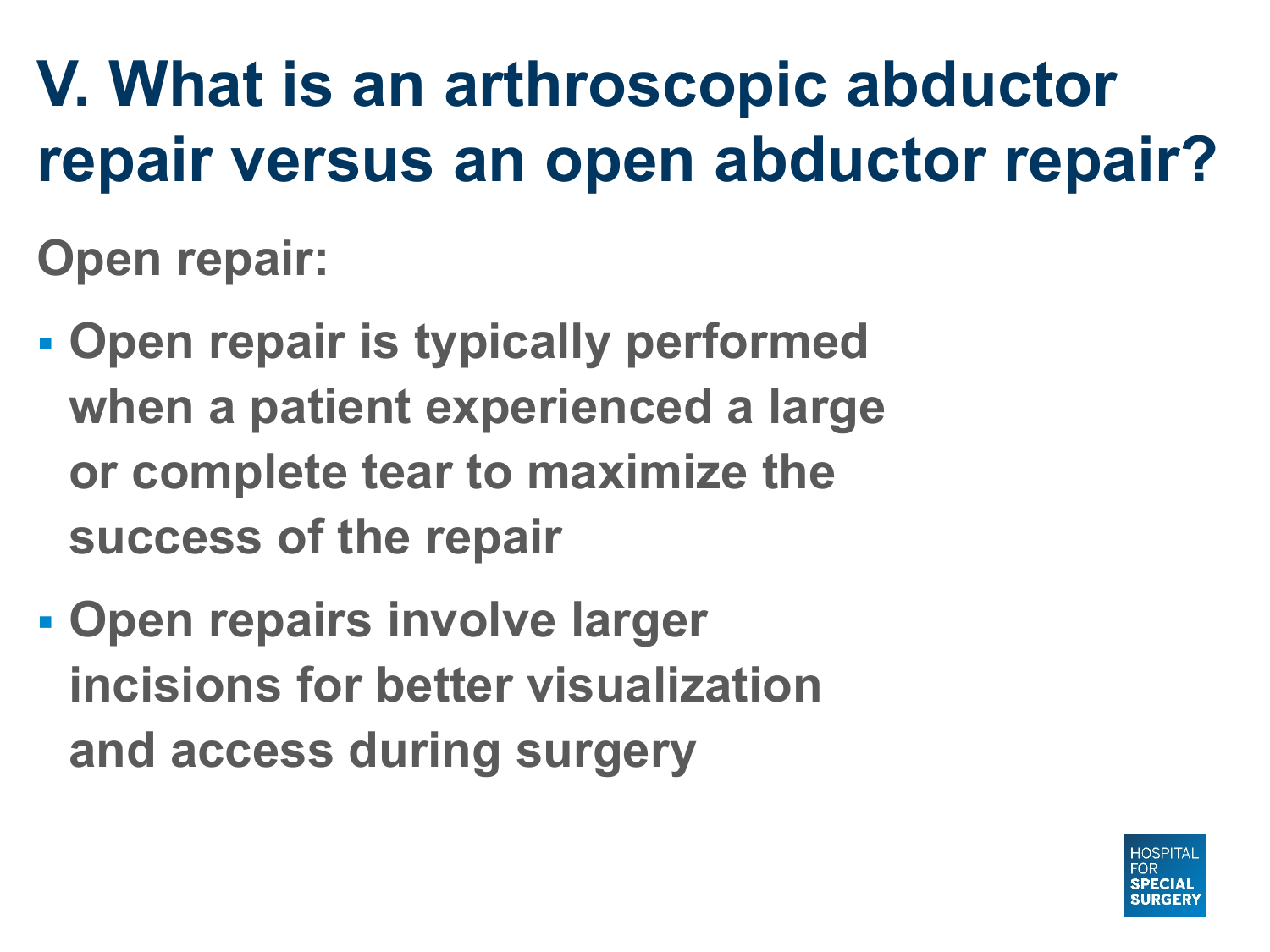# V. What is an arthroscopic abductor repair versus an open abductor repair?

**Open repair:**

- Open repair is typically performed when a patient experienced a large or complete tear to maximize the success of the repair
- Open repairs involve larger incisions for better visualization and access during surgery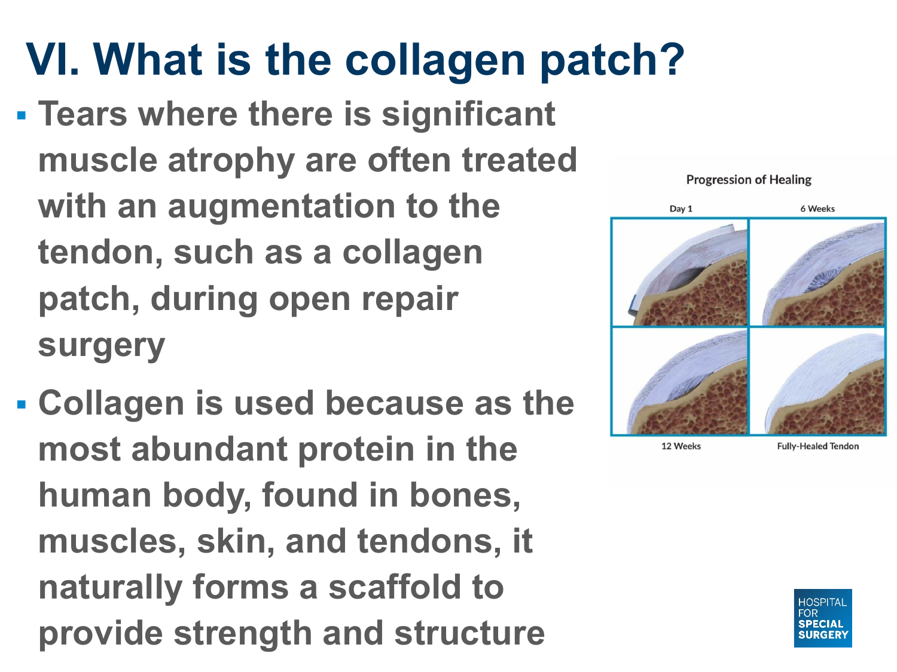# VI. What is the collagen patch?

- **Tears where there is significant muscle atrophy are often treated with an augmentation to the tendon, such as a collagen patch, during open repair surgery**
- **Collagen is used because as the most abundant protein in the human body, found in bones, muscles, skin, and tendons, it naturally forms a scaffold to provide strength and structure**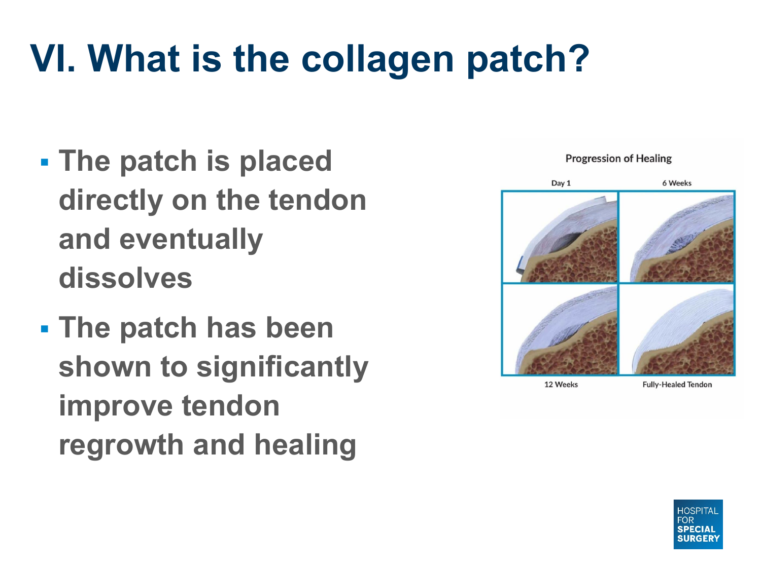# VI. What is the collagen patch?

- The patch is placed directly on the tendon and eventually dissolves
- The patch has been shown to significantly improve tendon regrowth and healing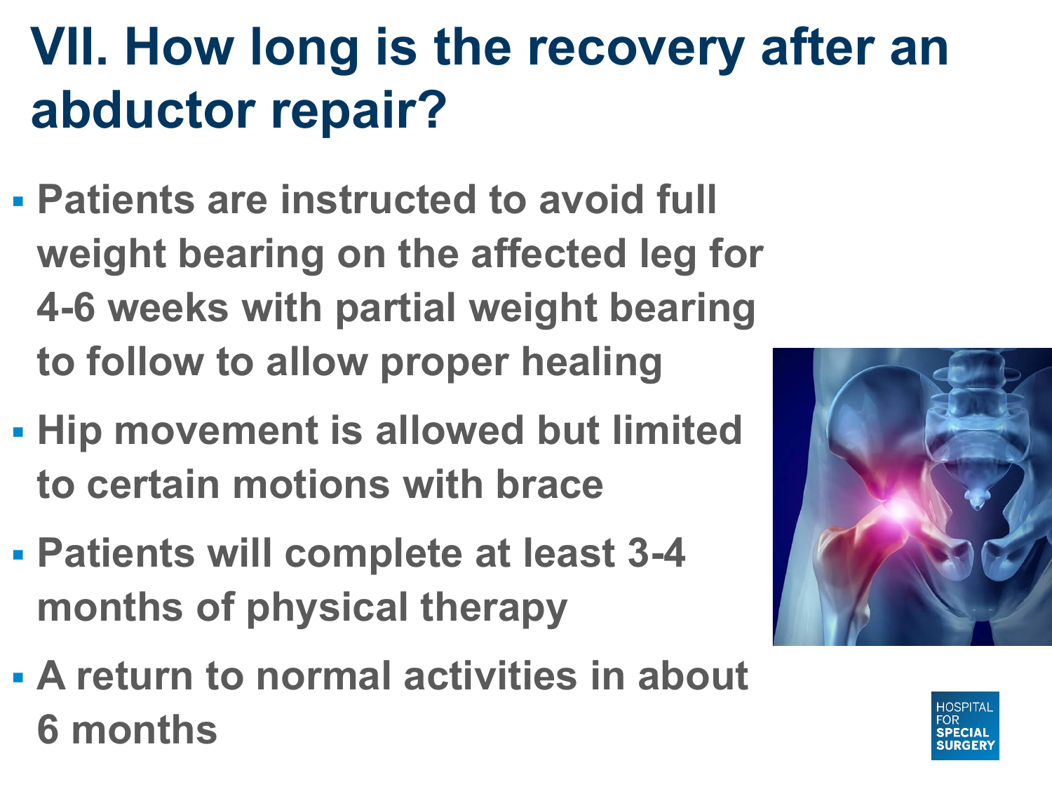# VII. How long is the recovery after an abductor repair?

- Patients are instructed to avoid full weight bearing on the affected leg for 4-6 weeks with partial weight bearing to follow to allow proper healing
- Hip movement is allowed but limited to certain motions with brace
- Patients will complete at least 3-4 months of physical therapy
- A return to normal activities in about 6 months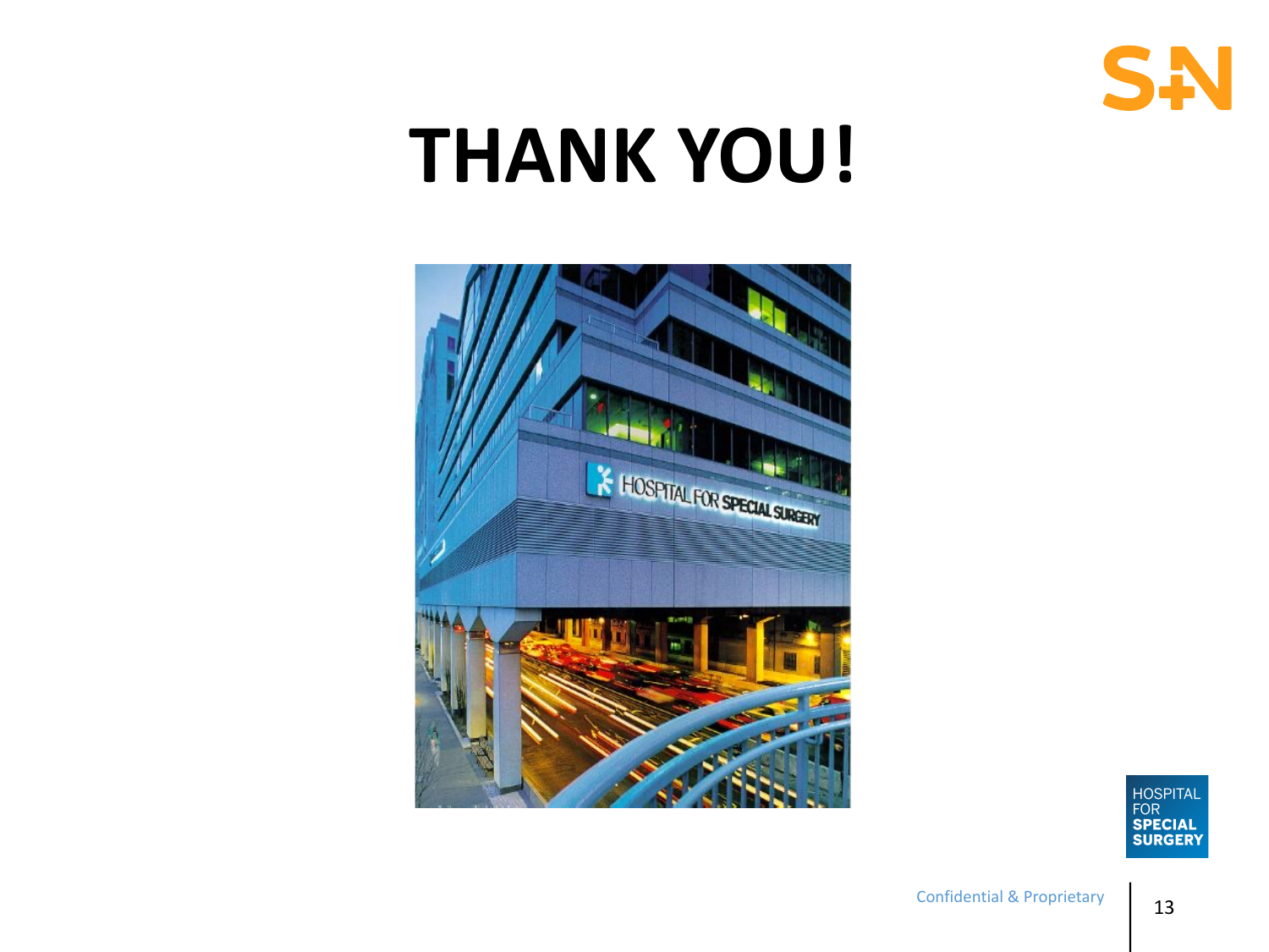# THANK YOU!

Confidential & Proprietary